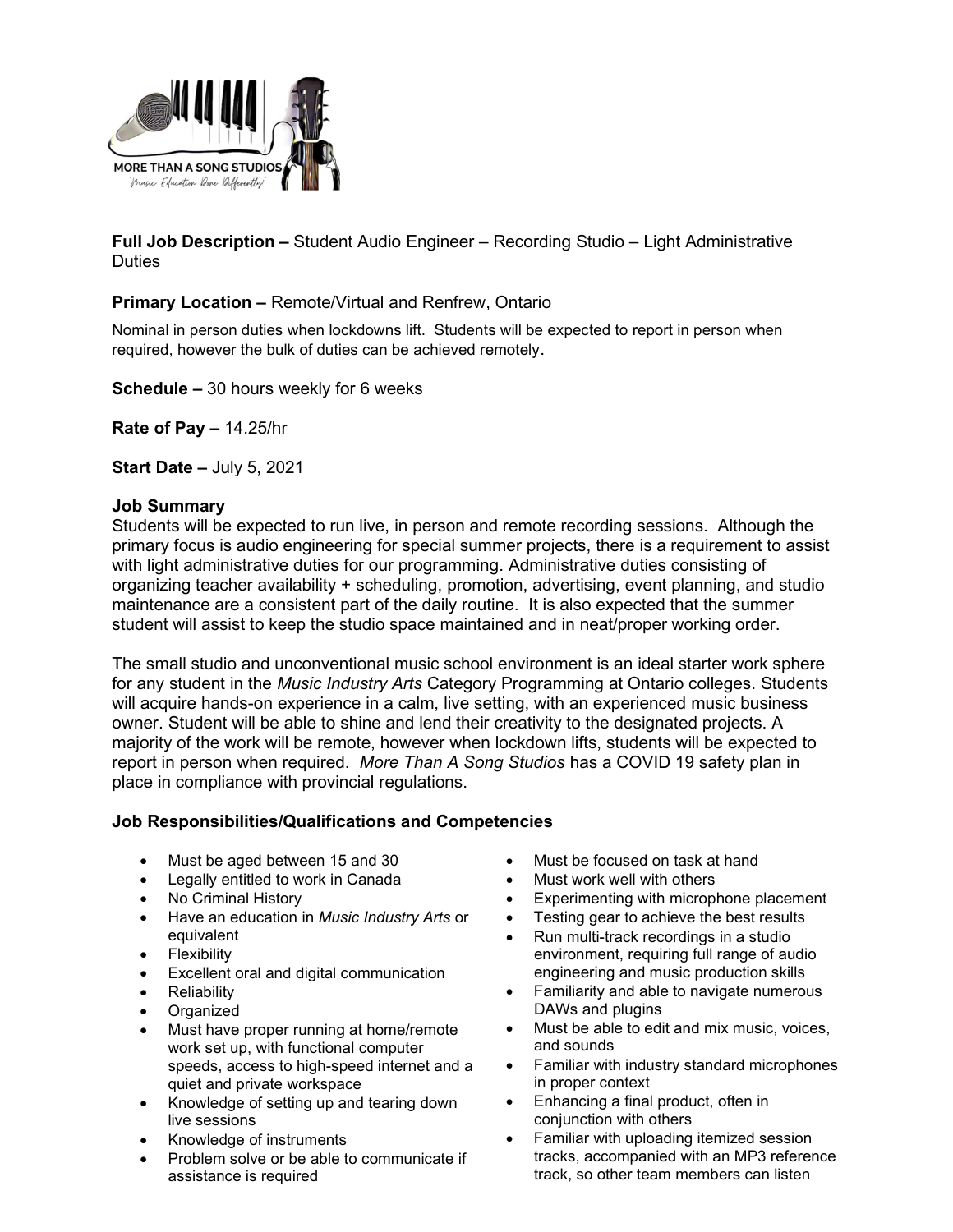**Full Job Description –** Student Audio Engineer – Recording Studio – Light Administrative Duties

**Primary Location –** Remote/Virtual and Renfrew, Ontario

Nominal in person duties when lockdowns lift. Students will be expected to report in person when required, however the bulk of duties can be achieved remotely.

**Schedule –** 30 hours weekly for 6 weeks

**Rate of Pay –** 14.25/hr

**Start Date –** July 5, 2021

**Job Summary**

Students will be expected to run live, in person and remote recording sessions. Although the primary focus is audio engineering for special summer projects, there is a requirement to assist with light administrative duties for our programming. Administrative duties consisting of organizing teacher availability + scheduling, promotion, advertising, event planning, and studio maintenance are a consistent part of the daily routine. It is also expected that the summer student will assist to keep the studio space maintained and in neat/proper working order.

The small studio and unconventional music school environment is an ideal starter work sphere for any student in the *Music Industry Arts* Category Programming at Ontario colleges. Students will acquire hands-on experience in a calm, live setting, with an experienced music business owner. Student will be able to shine and lend their creativity to the designated projects. A majority of the work will be remote, however when lockdown lifts, students will be expected to report in person when required. *More Than A Song Studios* has a COVID 19 safety plan in place in compliance with provincial regulations.

**Job Responsibilities/Qualifications and Competencies**

- Must be aged between 15 and 30
- Legally entitled to work in Canada
- No Criminal History
- Have an education in *Music Industry Arts* or equivalent
- Flexibility
- Excellent oral and digital communication
- Reliability
- Organized
- Must have proper running at home/remote work set up, with functional computer speeds, access to high-speed internet and a quiet and private workspace
- Knowledge of setting up and tearing down live sessions
- Knowledge of instruments
- Problem solve or be able to communicate if assistance is required
- Must be focused on task at hand
- Must work well with others
- Experimenting with microphone placement
- Testing gear to achieve the best results
- Run multi-track recordings in a studio environment, requiring full range of audio engineering and music production skills
- Familiarity and able to navigate numerous DAWs and plugins
- Must be able to edit and mix music, voices, and sounds
- Familiar with industry standard microphones in proper context
- Enhancing a final product, often in conjunction with others
- Familiar with uploading itemized session tracks, accompanied with an MP3 reference track, so other team members can listen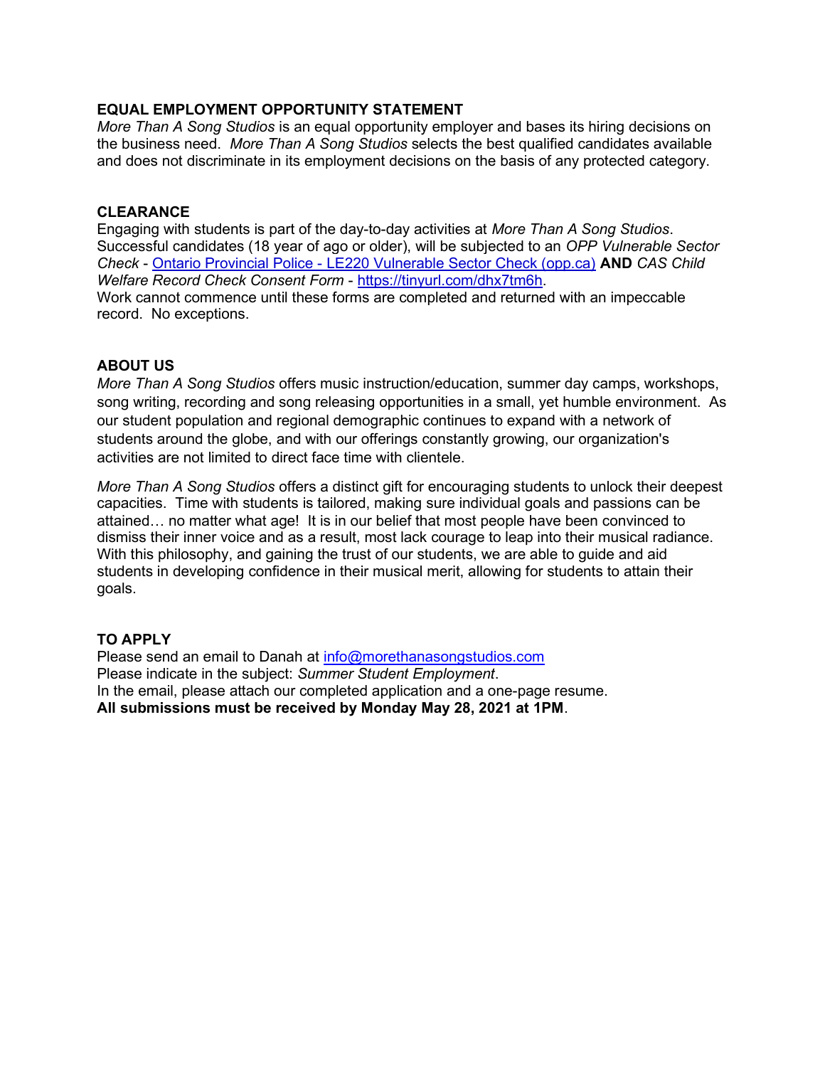## EQUAL EMPLOYMENT OPPORTUNITY STATEMENT

*More Than A Song Studios* is an equal opportunity employer and bases its hiring decisions on the business need. *More Than A Song Studios* selects the best qualified candidates available and does not discriminate in its employment decisions on the basis of any protected category.

## CLEARANCE

Engaging with students is part of the day-to-day activities at *More Than A Song Studios*. Successful candidates (18 year of ago or older), will be subjected to an *OPP Vulnerable Sector Check* - [Ontario Provincial Police - LE220 Vulnerable Sector Check (opp.ca)]() **AND** *CAS Child Welfare Record Check Consent Form* - https://tinyurl.com/dhx7tm6h.

Work cannot commence until these forms are completed and returned with an impeccable record. No exceptions.

## ABOUT US

*More Than A Song Studios* offers music instruction/education, summer day camps, workshops, song writing, recording and song releasing opportunities in a small, yet humble environment. As our student population and regional demographic continues to expand with a network of students around the globe, and with our offerings constantly growing, our organization's activities are not limited to direct face time with clientele.

*More Than A Song Studios* offers a distinct gift for encouraging students to unlock their deepest capacities. Time with students is tailored, making sure individual goals and passions can be attained… no matter what age! It is in our belief that most people have been convinced to dismiss their inner voice and as a result, most lack courage to leap into their musical radiance. With this philosophy, and gaining the trust of our students, we are able to guide and aid students in developing confidence in their musical merit, allowing for students to attain their goals.

## TO APPLY

Please send an email to Danah at info@morethanasongstudios.com

Please indicate in the subject: *Summer Student Employment*.

In the email, please attach our completed application and a one-page resume.

**All submissions must be received by Monday May 28, 2021 at 1PM**.